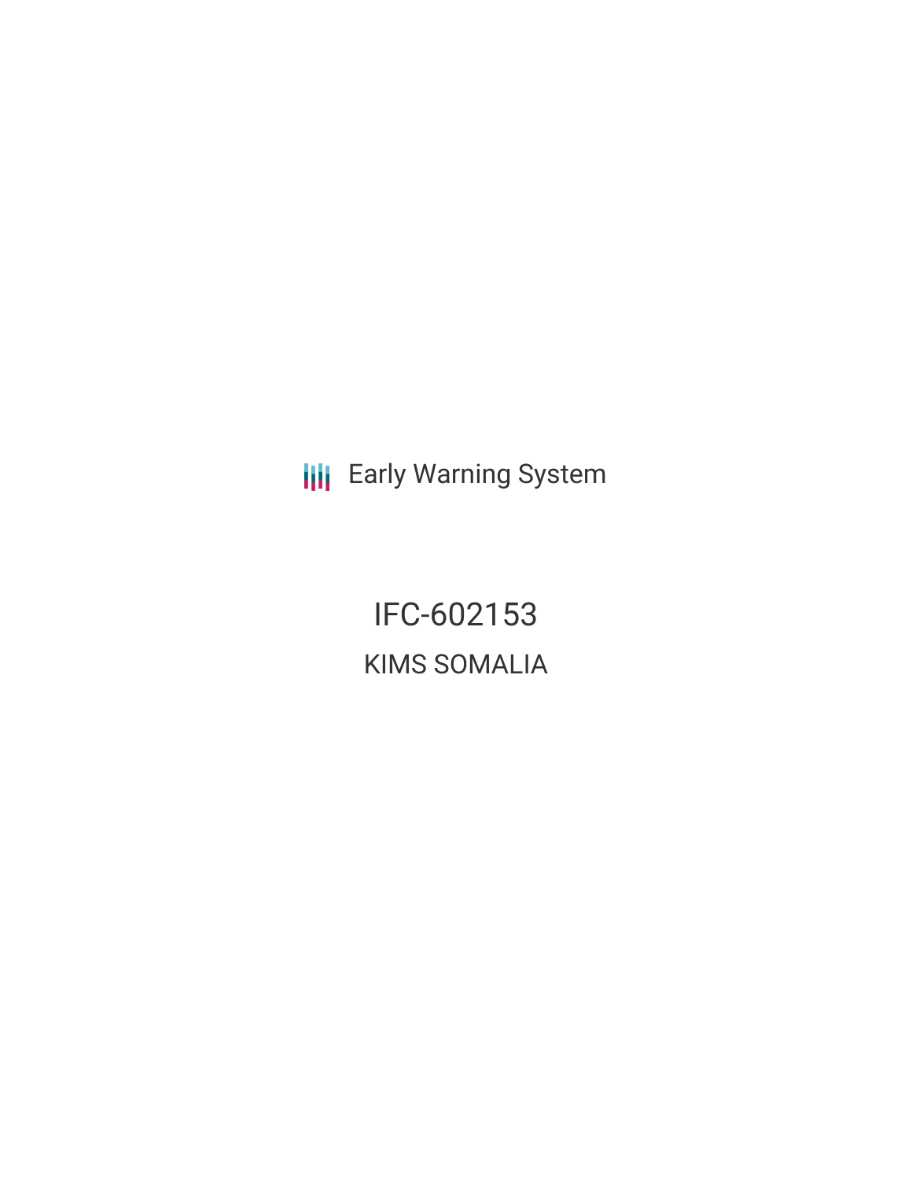Early Warning System

# IFC-602153

## KIMS SOMALIA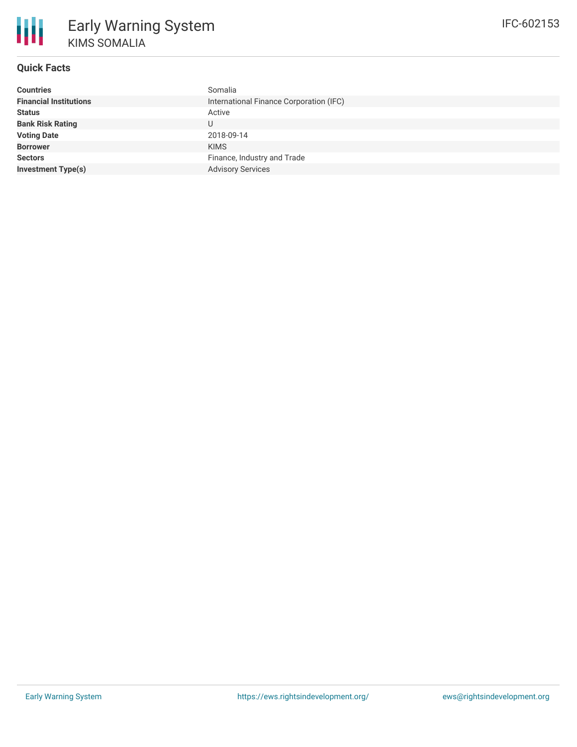# Early Warning System

## KIMS SOMALIA

IFC-602153

### Quick Facts

| | |
|---|---|
| **Countries** | Somalia |
| **Financial Institutions** | International Finance Corporation (IFC) |
| **Status** | Active |
| **Bank Risk Rating** | U |
| **Voting Date** | 2018-09-14 |
| **Borrower** | KIMS |
| **Sectors** | Finance, Industry and Trade |
| **Investment Type(s)** | Advisory Services |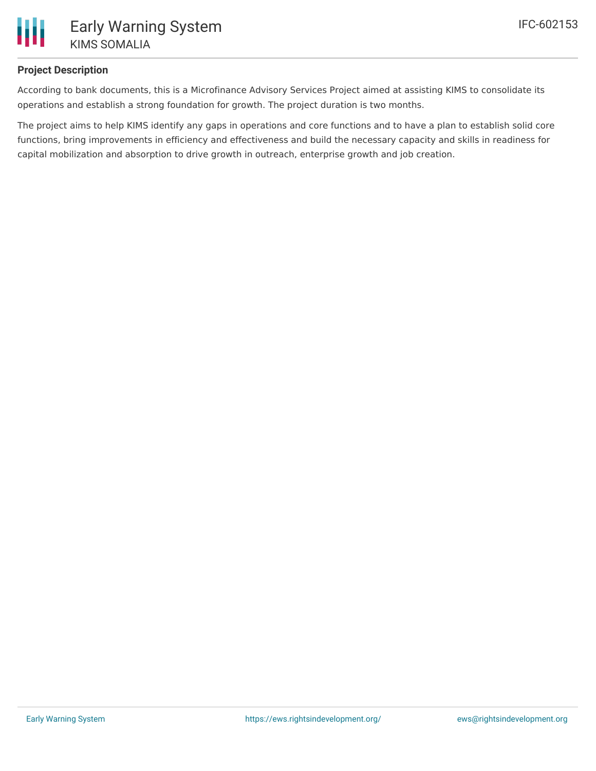### Project Description

According to bank documents, this is a Microfinance Advisory Services Project aimed at assisting KIMS to consolidate its operations and establish a strong foundation for growth. The project duration is two months.

The project aims to help KIMS identify any gaps in operations and core functions and to have a plan to establish solid core functions, bring improvements in efficiency and effectiveness and build the necessary capacity and skills in readiness for capital mobilization and absorption to drive growth in outreach, enterprise growth and job creation.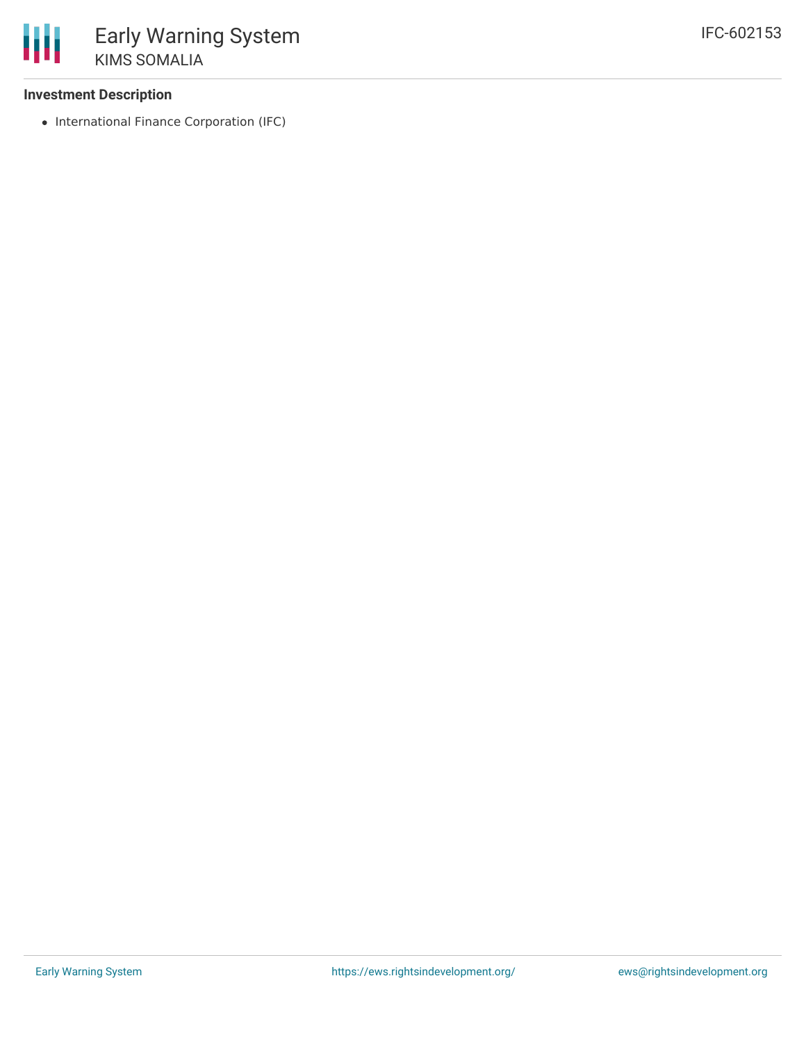**Investment Description**

- International Finance Corporation (IFC)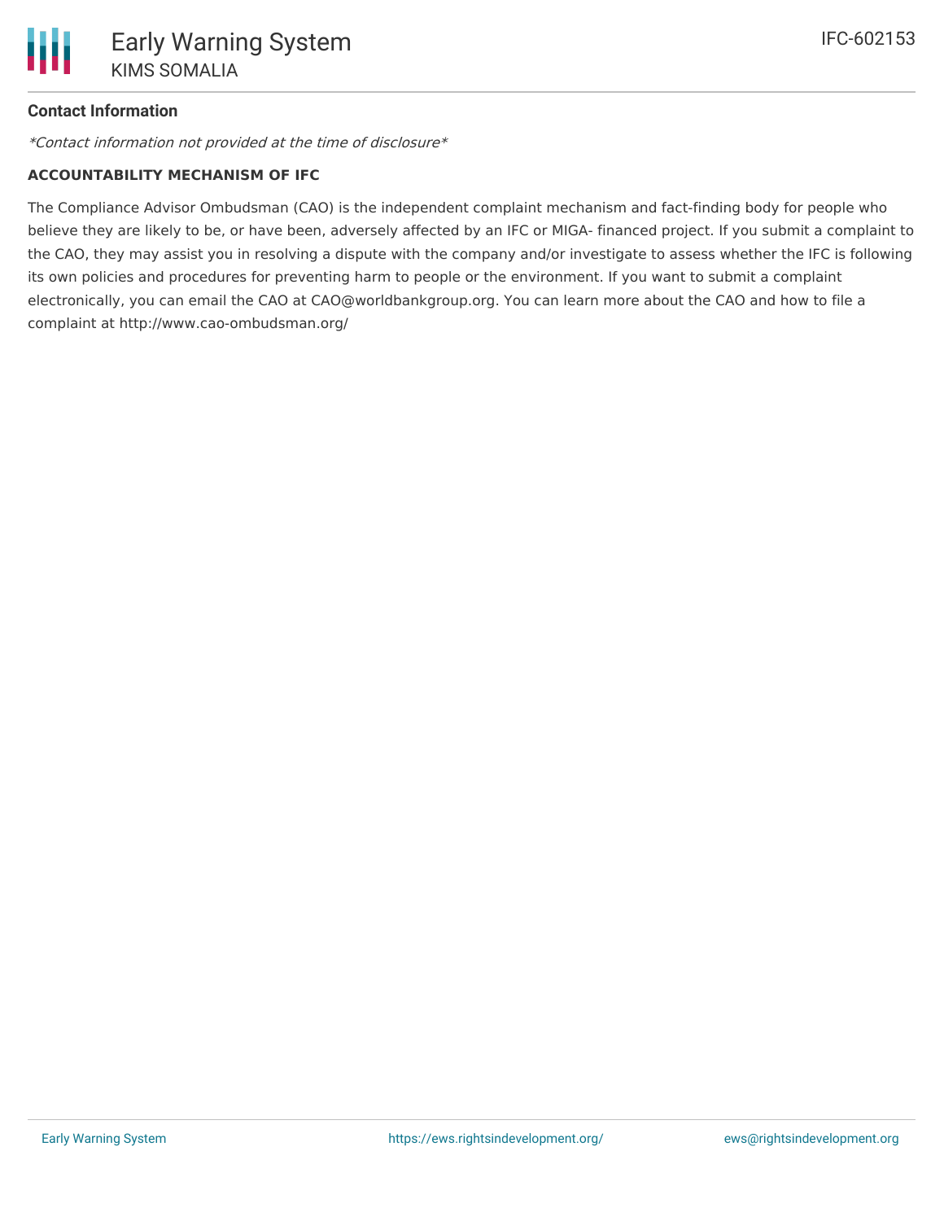**Contact Information**

*\*Contact information not provided at the time of disclosure\**

**ACCOUNTABILITY MECHANISM OF IFC**

The Compliance Advisor Ombudsman (CAO) is the independent complaint mechanism and fact-finding body for people who believe they are likely to be, or have been, adversely affected by an IFC or MIGA- financed project. If you submit a complaint to the CAO, they may assist you in resolving a dispute with the company and/or investigate to assess whether the IFC is following its own policies and procedures for preventing harm to people or the environment. If you want to submit a complaint electronically, you can email the CAO at CAO@worldbankgroup.org. You can learn more about the CAO and how to file a complaint at http://www.cao-ombudsman.org/